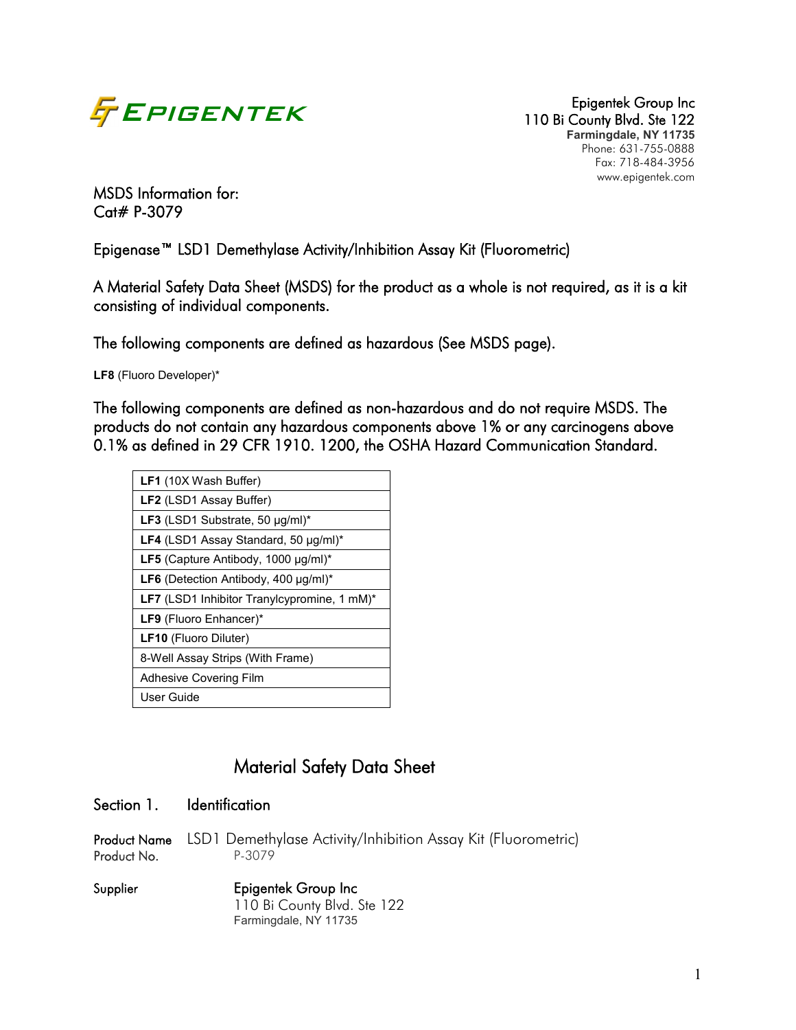EPIGENTEK

Epigentek Group Inc
110 Bi County Blvd. Ste 122
Farmingdale, NY 11735
Phone: 631-755-0888
Fax: 718-484-3956
www.epigentek.com

MSDS Information for:
Cat# P-3079

Epigenase™ LSD1 Demethylase Activity/Inhibition Assay Kit (Fluorometric)

A Material Safety Data Sheet (MSDS) for the product as a whole is not required, as it is a kit consisting of individual components.

The following components are defined as hazardous (See MSDS page).

**LF8** (Fluoro Developer)*

The following components are defined as non-hazardous and do not require MSDS. The products do not contain any hazardous components above 1% or any carcinogens above 0.1% as defined in 29 CFR 1910. 1200, the OSHA Hazard Communication Standard.

| |
|---|
| **LF1** (10X Wash Buffer) |
| **LF2** (LSD1 Assay Buffer) |
| **LF3** (LSD1 Substrate, 50 µg/ml)* |
| **LF4** (LSD1 Assay Standard, 50 µg/ml)* |
| **LF5** (Capture Antibody, 1000 µg/ml)* |
| **LF6** (Detection Antibody, 400 µg/ml)* |
| **LF7** (LSD1 Inhibitor Tranylcypromine, 1 mM)* |
| **LF9** (Fluoro Enhancer)* |
| **LF10** (Fluoro Diluter) |
| 8-Well Assay Strips (With Frame) |
| Adhesive Covering Film |
| User Guide |

# Material Safety Data Sheet

## Section 1. Identification

**Product Name** LSD1 Demethylase Activity/Inhibition Assay Kit (Fluorometric)
**Product No.** P-3079

**Supplier** Epigentek Group Inc
110 Bi County Blvd. Ste 122
Farmingdale, NY 11735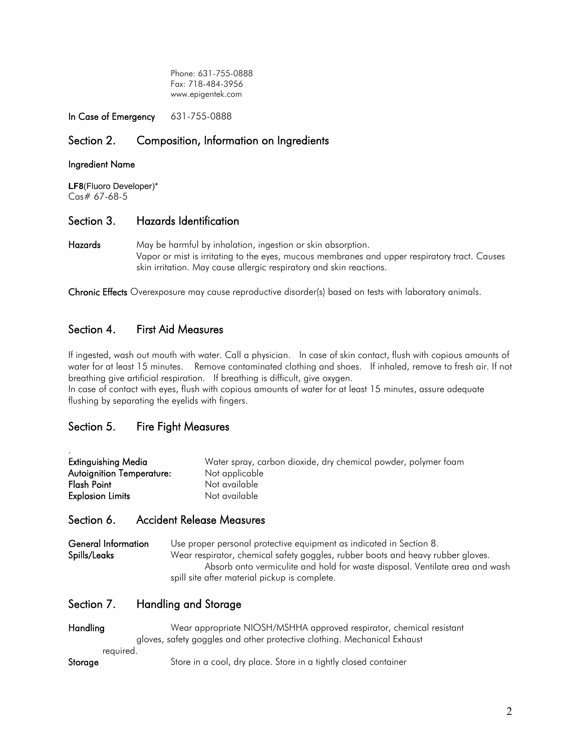Phone: 631-755-0888
Fax: 718-484-3956
www.epigentek.com

**In Case of Emergency** 631-755-0888

## Section 2. Composition, Information on Ingredients

**Ingredient Name**

**LF8**(Fluoro Developer)*
Cas# 67-68-5

## Section 3. Hazards Identification

**Hazards** May be harmful by inhalation, ingestion or skin absorption. Vapor or mist is irritating to the eyes, mucous membranes and upper respiratory tract. Causes skin irritation. May cause allergic respiratory and skin reactions.

**Chronic Effects** Overexposure may cause reproductive disorder(s) based on tests with laboratory animals.

## Section 4. First Aid Measures

If ingested, wash out mouth with water. Call a physician. In case of skin contact, flush with copious amounts of water for at least 15 minutes. Remove contaminated clothing and shoes. If inhaled, remove to fresh air. If not breathing give artificial respiration. If breathing is difficult, give oxygen.
In case of contact with eyes, flush with copious amounts of water for at least 15 minutes, assure adequate flushing by separating the eyelids with fingers.

## Section 5. Fire Fight Measures

.

| | |
|---|---|
| **Extinguishing Media** | Water spray, carbon dioxide, dry chemical powder, polymer foam |
| **Autoignition Temperature:** | Not applicable |
| **Flash Point** | Not available |
| **Explosion Limits** | Not available |

## Section 6. Accident Release Measures

**General Information** Use proper personal protective equipment as indicated in Section 8.

**Spills/Leaks** Wear respirator, chemical safety goggles, rubber boots and heavy rubber gloves. Absorb onto vermiculite and hold for waste disposal. Ventilate area and wash spill site after material pickup is complete.

## Section 7. Handling and Storage

**Handling** Wear appropriate NIOSH/MSHHA approved respirator, chemical resistant gloves, safety goggles and other protective clothing. Mechanical Exhaust required.

**Storage** Store in a cool, dry place. Store in a tightly closed container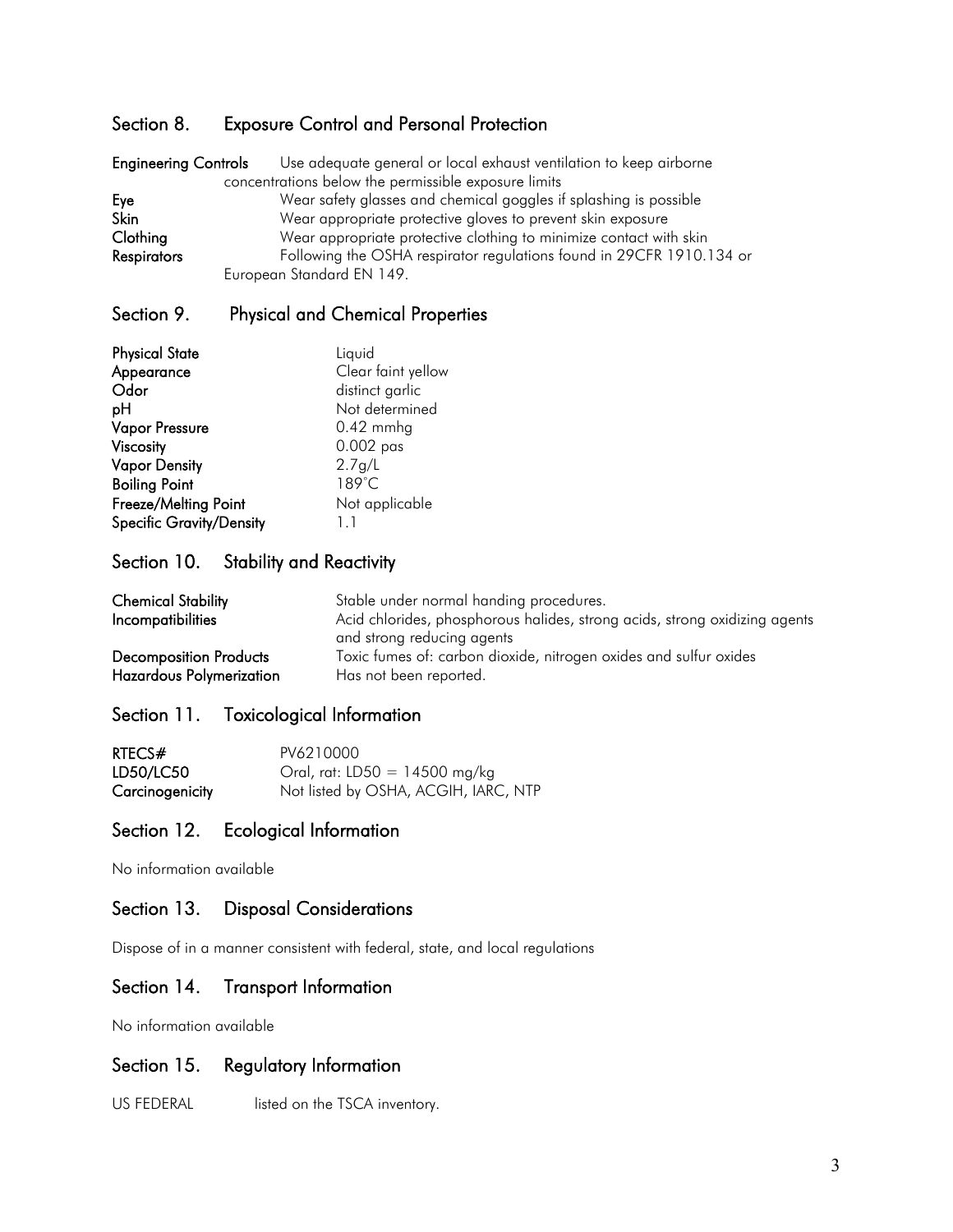## Section 8. Exposure Control and Personal Protection

**Engineering Controls** Use adequate general or local exhaust ventilation to keep airborne concentrations below the permissible exposure limits

**Eye** Wear safety glasses and chemical goggles if splashing is possible

**Skin** Wear appropriate protective gloves to prevent skin exposure

**Clothing** Wear appropriate protective clothing to minimize contact with skin

**Respirators** Following the OSHA respirator regulations found in 29CFR 1910.134 or European Standard EN 149.

## Section 9. Physical and Chemical Properties

| | |
|---|---|
| **Physical State** | Liquid |
| **Appearance** | Clear faint yellow |
| **Odor** | distinct garlic |
| **pH** | Not determined |
| **Vapor Pressure** | 0.42 mmhg |
| **Viscosity** | 0.002 pas |
| **Vapor Density** | 2.7g/L |
| **Boiling Point** | 189°C |
| **Freeze/Melting Point** | Not applicable |
| **Specific Gravity/Density** | 1.1 |

## Section 10. Stability and Reactivity

| | |
|---|---|
| **Chemical Stability** | Stable under normal handing procedures. |
| **Incompatibilities** | Acid chlorides, phosphorous halides, strong acids, strong oxidizing agents and strong reducing agents |
| **Decomposition Products** | Toxic fumes of: carbon dioxide, nitrogen oxides and sulfur oxides |
| **Hazardous Polymerization** | Has not been reported. |

## Section 11. Toxicological Information

| | |
|---|---|
| **RTECS#** | PV6210000 |
| **LD50/LC50** | Oral, rat: LD50 = 14500 mg/kg |
| **Carcinogenicity** | Not listed by OSHA, ACGIH, IARC, NTP |

## Section 12. Ecological Information

No information available

## Section 13. Disposal Considerations

Dispose of in a manner consistent with federal, state, and local regulations

## Section 14. Transport Information

No information available

## Section 15. Regulatory Information

US FEDERAL listed on the TSCA inventory.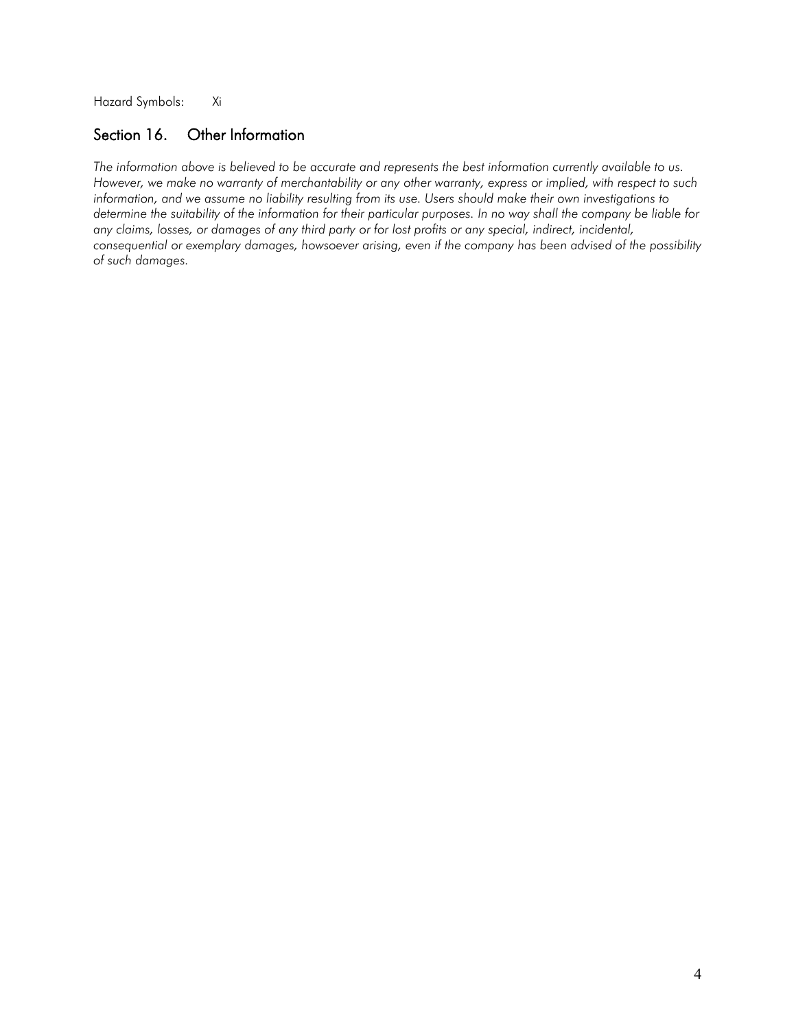Hazard Symbols: Xi

## Section 16. Other Information

*The information above is believed to be accurate and represents the best information currently available to us. However, we make no warranty of merchantability or any other warranty, express or implied, with respect to such information, and we assume no liability resulting from its use. Users should make their own investigations to determine the suitability of the information for their particular purposes. In no way shall the company be liable for any claims, losses, or damages of any third party or for lost profits or any special, indirect, incidental, consequential or exemplary damages, howsoever arising, even if the company has been advised of the possibility of such damages.*